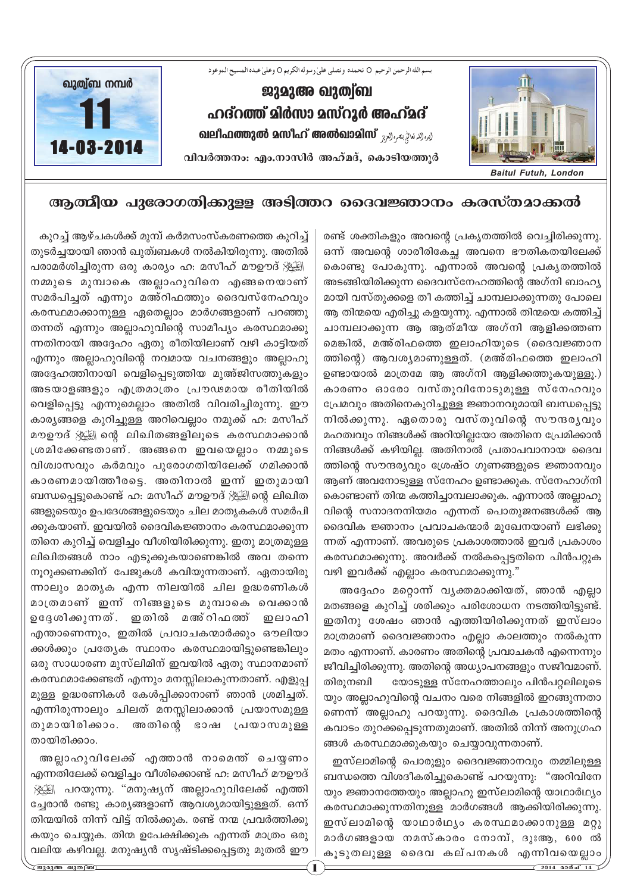بسم الله الرحمن الرحيم ○ نحمده ونصلى على رسوله الكريم ○ وعلى عبده المسيح الموعود

ഖുത്വ്ബ നമ്പർ
**11**
**14-03-2014**

# ജുമുഅ ഖുത്വ്ബ
# ഹദ്റത്ത് മിർസാ മസ്റൂർ അഹ്മദ്
## ഖലീഫത്തുൽ മസീഹ് അൽഖാമിസ് ایدہ اللہ تعالیٰ بنصرہ العزیز

വിവർത്തനം: എം.നാസിർ അഹ്മദ്, കൊടിയത്തൂർ

Baitul Futuh, London

## ആത്മീയ പുരോഗതിക്കുള്ള അടിത്തറ ദൈവജ്ഞാനം കരസ്ഥമാക്കൽ

കുറച്ച് ആഴ്ചകൾക്ക് മുമ്പ് കർമസംസ്കരണത്തെ കുറിച്ച് തുടർച്ചയായി ഞാൻ ഖുത്വ്ബകൾ നൽകിയിരുന്നു. അതിൽ പരാമർശിച്ചിരുന്ന ഒരു കാര്യം ഹ: മസീഹ് മൗഊദ് عليه السلام നമ്മുടെ മുമ്പാകെ അല്ലാഹുവിനെ എങ്ങനെയാണ് സമർപിച്ചത് എന്നും മഅ്‌റിഫത്തും ദൈവസ്നേഹവും കരസ്ഥമാക്കാനുള്ള ഏതെല്ലാം മാർഗങ്ങളാണ് പറഞ്ഞു തന്നത് എന്നും അല്ലാഹുവിന്റെ സാമീപ്യം കരസ്ഥമാക്കുന്നതിനായി അദ്ദേഹം ഏതു രീതിയിലാണ് വഴി കാട്ടിയത് എന്നും അല്ലാഹുവിന്റെ നവമായ വചനങ്ങളും അല്ലാഹു അദ്ദേഹത്തിനായി വെളിപ്പെടുത്തിയ മുഅ്ജിസത്തുകളും അടയാളങ്ങളും എത്രമാത്രം പ്രൗഢമായ രീതിയിൽ വെളിപ്പെട്ടു എന്നുമെല്ലാം അതിൽ വിവരിച്ചിരുന്നു. ഈ കാര്യങ്ങളെ കുറിച്ചുള്ള അറിവെല്ലാം നമുക്ക് ഹ: മസീഹ് മൗഊദ് عليه السلام ന്റെ ലിഖിതങ്ങളിലൂടെ കരസ്ഥമാക്കാൻ ശ്രമിക്കേണ്ടതാണ്. അങ്ങനെ ഇവയെല്ലാം നമ്മുടെ വിശ്വാസവും കർമവും പുരോഗതിയിലേക്ക് ഗമിക്കാൻ കാരണമായിത്തീരട്ടെ. അതിനാൽ ഇന്ന് ഇതുമായി ബന്ധപ്പെട്ടുകൊണ്ട് ഹ: മസീഹ് മൗഊദ് عليه السلام ന്റെ ലിഖിതങ്ങളുടെയും ഉപദേശങ്ങളുടെയും ചില മാതൃകകൾ സമർപിക്കുകയാണ്. ഇവയിൽ ദൈവികജ്ഞാനം കരസ്ഥമാക്കുന്നതിനെ കുറിച്ച് വെളിച്ചം വീശിയിരിക്കുന്നു. ഇതു മാത്രമുള്ള ലിഖിതങ്ങൾ നാം എടുക്കുകയാണെങ്കിൽ അവ തന്നെ നൂറുക്കണക്കിന് പേജുകൾ കവിയുന്നതാണ്. ഏതായിരുന്നാലും മാതൃക എന്ന നിലയിൽ ചില ഉദ്ധരണികൾ മാത്രമാണ് ഇന്ന് നിങ്ങളുടെ മുമ്പാകെ വെക്കാൻ ഉദ്ദേശിക്കുന്നത്. ഇതിൽ മഅ്‌റിഫത്ത് ഇലാഹി എന്താണെന്നും, ഇതിൽ പ്രവാചകന്മാർക്കും ഔലിയാക്കൾക്കും പ്രത്യേക സ്ഥാനം കരസ്ഥമായിട്ടുണ്ടെങ്കിലും ഒരു സാധാരണ മുസ്‌ലിമിന് ഇവയിൽ ഏതു സ്ഥാനമാണ് കരസ്ഥമാക്കേണ്ടത് എന്നും മനസ്സിലാകുന്നതാണ്. എളുപ്പമുള്ള ഉദ്ധരണികൾ കേൾപ്പിക്കാനാണ് ഞാൻ ശ്രമിച്ചത്. എന്നിരുന്നാലും ചിലത് മനസ്സിലാക്കാൻ പ്രയാസമുള്ളതുമായിരിക്കാം. അതിന്റെ ഭാഷ പ്രയാസമുള്ളതായിരിക്കാം.

അല്ലാഹുവിലേക്ക് എത്താൻ നാമെന്ത് ചെയ്യണം എന്നതിലേക്ക് വെളിച്ചം വീശിക്കൊണ്ട് ഹ: മസീഹ് മൗഊദ് عليه السلام പറയുന്നു. "മനുഷ്യന് അല്ലാഹുവിലേക്ക് എത്തിച്ചേരാൻ രണ്ടു കാര്യങ്ങളാണ് ആവശ്യമായിട്ടുള്ളത്. ഒന്ന് തിന്മയിൽ നിന്ന് വിട്ട് നിൽക്കുക. രണ്ട് നന്മ പ്രവർത്തിക്കുകയും ചെയ്യുക. തിന്മ ഉപേക്ഷിക്കുക എന്നത് മാത്രം ഒരു വലിയ കഴിവല്ല. മനുഷ്യൻ സൃഷ്ടിക്കപ്പെട്ടതു മുതൽ ഈ രണ്ട് ശക്തികളും അവന്റെ പ്രകൃതത്തിൽ വെച്ചിരിക്കുന്നു. ഒന്ന് അവന്റെ ശാരീരികേച്ഛ അവനെ ഭൗതികതയിലേക്ക് കൊണ്ടു പോകുന്നു. എന്നാൽ അവന്റെ പ്രകൃതത്തിൽ അടങ്ങിയിരിക്കുന്ന ദൈവസ്നേഹത്തിന്റെ അഗ്നി ബാഹ്യമായി വസ്തുക്കളെ തീ കത്തിച്ച് ചാമ്പലാക്കുന്നതു പോലെ ആ തിന്മയെ എരിച്ചു കളയുന്നു. എന്നാൽ തിന്മയെ കത്തിച്ച് ചാമ്പലാക്കുന്ന ആ ആത്മീയ അഗ്നി ആളിക്കത്തണമെങ്കിൽ, മഅ്‌റിഫത്തെ ഇലാഹിയുടെ (ദൈവജ്ഞാനത്തിന്റെ) ആവശ്യമാണുള്ളത്. (മഅ്‌റിഫത്തെ ഇലാഹി ഉണ്ടായാൽ മാത്രമേ ആ അഗ്നി ആളിക്കത്തുകയുള്ളൂ.) കാരണം ഓരോ വസ്തുവിനോടുമുള്ള സ്നേഹവും പ്രേമവും അതിനെകുറിച്ചുള്ള ജ്ഞാനവുമായി ബന്ധപ്പെട്ടു നിൽക്കുന്നു. ഏതൊരു വസ്തുവിന്റെ സൗന്ദര്യവും മഹത്വവും നിങ്ങൾക്ക് അറിയില്ലയോ അതിനെ പ്രേമിക്കാൻ നിങ്ങൾക്ക് കഴിയില്ല. അതിനാൽ പ്രതാപവാനായ ദൈവത്തിന്റെ സൗന്ദര്യവും ശ്രേഷ്ഠ ഗുണങ്ങളുടെ ജ്ഞാനവും ആണ് അവനോടുള്ള സ്നേഹം ഉണ്ടാക്കുക. സ്നേഹാഗ്നി കൊണ്ടാണ് തിന്മ കത്തിച്ചാമ്പലാക്കുക. എന്നാൽ അല്ലാഹുവിന്റെ സനാദനനിയമം എന്നത് പൊതുജനങ്ങൾക്ക് ആ ദൈവിക ജ്ഞാനം പ്രവാചകന്മാർ മുഖേനയാണ് ലഭിക്കുന്നത് എന്നാണ്. അവരുടെ പ്രകാശത്താൽ ഇവർ പ്രകാശം കരസ്ഥമാക്കുന്നു. അവർക്ക് നൽകപ്പെട്ടതിനെ പിൻപറ്റുക വഴി ഇവർക്ക് എല്ലാം കരസ്ഥമാക്കുന്നു."

അദ്ദേഹം മറ്റൊന്ന് വ്യക്തമാക്കിയത്, ഞാൻ എല്ലാ മതങ്ങളെ കുറിച്ച് ശരിക്കും പരിശോധന നടത്തിയിട്ടുണ്ട്. ഇതിനു ശേഷം ഞാൻ എത്തിയിരിക്കുന്നത് ഇസ്‌ലാം മാത്രമാണ് ദൈവജ്ഞാനം എല്ലാ കാലത്തും നൽകുന്ന മതം എന്നാണ്. കാരണം അതിന്റെ പ്രവാചകൻ എന്നെന്നും ജീവിച്ചിരിക്കുന്നു. അതിന്റെ അധ്യാപനങ്ങളും സജീവമാണ്. തിരുനബി ﷺ യോടുള്ള സ്നേഹത്താലും പിൻപറ്റലിലൂടെയും അല്ലാഹുവിന്റെ വചനം വരെ നിങ്ങളിൽ ഇറങ്ങുന്നതാണെന്ന് അല്ലാഹു പറയുന്നു. ദൈവിക പ്രകാശത്തിന്റെ കവാടം തുറക്കപ്പെടുന്നതുമാണ്. അതിൽ നിന്ന് അനുഗ്രഹങ്ങൾ കരസ്ഥമാക്കുകയും ചെയ്യാവുന്നതാണ്.

ഇസ്‌ലാമിന്റെ പൊരുളും ദൈവജ്ഞാനവും തമ്മിലുള്ള ബന്ധത്തെ വിശദീകരിച്ചുകൊണ്ട് പറയുന്നു: "അറിവിനേയും ജ്ഞാനത്തേയും അല്ലാഹു ഇസ്‌ലാമിന്റെ യാഥാർഥ്യം കരസ്ഥമാക്കുന്നതിനുള്ള മാർഗങ്ങൾ ആക്കിയിരിക്കുന്നു. ഇസ്‌ലാമിന്റെ യാഥാർഥ്യം കരസ്ഥമാക്കാനുള്ള മറ്റു മാർഗങ്ങളായ നമസ്കാരം നോമ്പ്, ദുഃആ, 600 ൽ കൂടുതലുള്ള ദൈവ കല്പനകൾ എന്നിവയെല്ലാം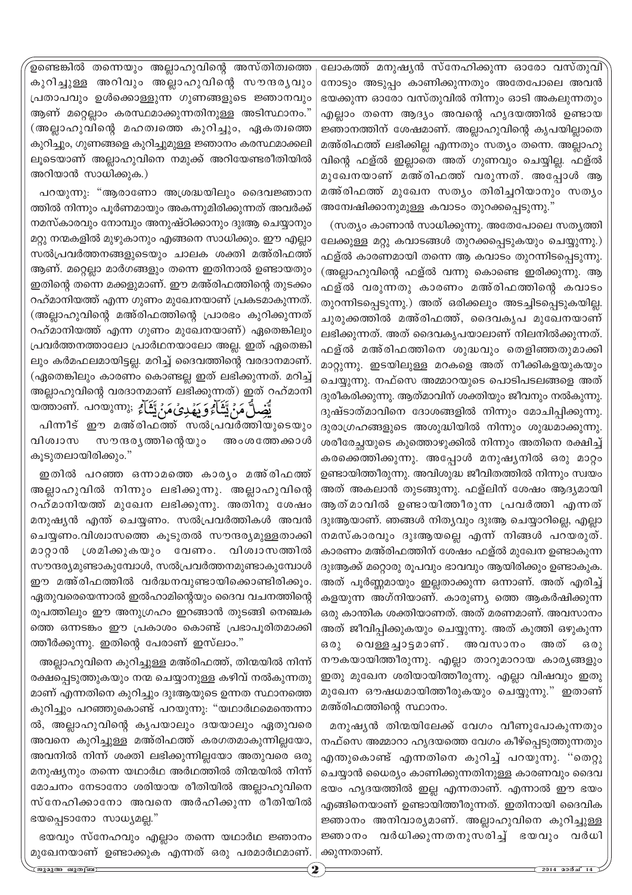ഉണ്ടെങ്കിൽ തന്നെയും അല്ലാഹുവിന്റെ അസ്തിത്വത്തെ കുറിച്ചുള്ള അറിവും അല്ലാഹുവിന്റെ സൗന്ദര്യവും പ്രതാപവും ഉൾക്കൊള്ളുന്ന ഗുണങ്ങളുടെ ജ്ഞാനവും ആണ് മറ്റെല്ലാം കരസ്ഥമാക്കുന്നതിനുള്ള അടിസ്ഥാനം." (അല്ലാഹുവിന്റെ മഹത്വത്തെ കുറിച്ചും, ഏകത്വത്തെ കുറിച്ചും, ഗുണങ്ങളെ കുറിച്ചുമുള്ള ജ്ഞാനം കരസ്ഥമാക്കലി ലൂടെയാണ് അല്ലാഹുവിനെ നമുക്ക് അറിയേണ്ടരീതിയിൽ അറിയാൻ സാധിക്കുക.)

പറയുന്നു: "ആരാണോ അശ്രദ്ധയിലും ദൈവജ്ഞാന ത്തിൽ നിന്നും പൂർണമായും അകന്നുമിരിക്കുന്നത് അവർക്ക് നമസ്കാരവും നോമ്പും അനുഷ്ഠിക്കാനും ദുആ ചെയ്യാനും മറ്റു നന്മകളിൽ മുഴുകാനും എങ്ങനെ സാധിക്കും. ഈ എല്ലാ സൽപ്രവർത്തനങ്ങളുടെയും ചാലക ശക്തി മഅ്രിഫത്ത് ആണ്. മറ്റെല്ലാ മാർഗങ്ങളും തന്നെ ഇതിനാൽ ഉണ്ടായതും ഇതിന്റെ തന്നെ മക്കളുമാണ്. ഈ മഅ്രിഫത്തിന്റെ തുടക്കം റഹ്മാനിയത്ത് എന്ന ഗുണം മുഖേനയാണ് പ്രകടമാകുന്നത്. (അല്ലാഹുവിന്റെ മഅ്രിഫത്തിന്റെ പ്രാരംഭം കുറിക്കുന്നത് റഹ്മാനിയത്ത് എന്ന ഗുണം മുഖേനയാണ്) ഏതെങ്കിലും പ്രവർത്തനത്താലോ പ്രാർഥനയാലോ അല്ല. ഇത് ഏതെങ്കി ലും കർമഫലമായിട്ടല്ല. മറിച്ച് ദൈവത്തിന്റെ വരദാനമാണ്. (ഏതെങ്കിലും കാരണം കൊണ്ടല്ല ഇത് ലഭിക്കുന്നത്. മറിച്ച് അല്ലാഹുവിന്റെ വരദാനമാണ് ലഭിക്കുന്നത്) ഇത് റഹ്മാനി യത്താണ്. പറയുന്നു; يُضِلُّ مَنْ يَّشَآءُ وَيَهْدِىْ مَنْ يَّشَآءُ

പിന്നീട് ഈ മഅ്രിഫത്ത് സൽപ്രവർത്തിയുടെയും വിശ്വാസ സൗന്ദര്യത്തിന്റെയും അംശത്തേക്കാൾ കൂടുതലായിരിക്കും."

ഇതിൽ പറഞ്ഞ ഒന്നാമത്തെ കാര്യം മഅ്രിഫത്ത് അല്ലാഹുവിൽ നിന്നും ലഭിക്കുന്നു. അല്ലാഹുവിന്റെ റഹ്മാനിയത്ത് മുഖേന ലഭിക്കുന്നു. അതിനു ശേഷം മനുഷ്യൻ എന്ത് ചെയ്യണം. സൽപ്രവർത്തികൾ അവൻ ചെയ്യണം.വിശ്വാസത്തെ കൂടുതൽ സൗന്ദര്യമുള്ളതാക്കി മാറ്റാൻ ശ്രമിക്കുകയും വേണം. വിശ്വാസത്തിൽ സൗന്ദര്യമുണ്ടാകുമ്പോൾ, സൽപ്രവർത്തനമുണ്ടാകുമ്പോൾ ഈ മഅ്രിഫത്തിൽ വർദ്ധനവുണ്ടായിക്കൊണ്ടിരിക്കും. ഏതുവരെയെന്നാൽ ഇൽഹാമിന്റെയും ദൈവ വചനത്തിന്റെ രൂപത്തിലും ഈ അനുഗ്രഹം ഇറങ്ങാൻ തുടങ്ങി നെഞ്ചക ത്തെ ഒന്നടങ്കം ഈ പ്രകാശം കൊണ്ട് പ്രഭാപൂരിതമാക്കി ത്തീർക്കുന്നു. ഇതിന്റെ പേരാണ് ഇസ്ലാം."

അല്ലാഹുവിനെ കുറിച്ചുള്ള മഅ്രിഫത്ത്, തിന്മയിൽ നിന്ന് രക്ഷപ്പെടുത്തുകയും നന്മ ചെയ്യാനുള്ള കഴിവ് നൽകുന്നതു മാണ് എന്നതിനെ കുറിച്ചും ദുആയുടെ ഉന്നത സ്ഥാനത്തെ കുറിച്ചും പറഞ്ഞുകൊണ്ട് പറയുന്നു: "യഥാർഥമെന്തെന്നാ ൽ, അല്ലാഹുവിന്റെ കൃപയാലും ദയയാലും ഏതുവരെ അവനെ കുറിച്ചുള്ള മഅ്രിഫത്ത് കരഗതമാകുന്നില്ലയോ, അവനിൽ നിന്ന് ശക്തി ലഭിക്കുന്നില്ലയോ അതുവരെ ഒരു മനുഷ്യനും തന്നെ യഥാർഥ അർഥത്തിൽ തിന്മയിൽ നിന്ന് മോചനം നേടാനോ ശരിയായ രീതിയിൽ അല്ലാഹുവിനെ സ്നേഹിക്കാനോ അവനെ അർഹിക്കുന്ന രീതിയിൽ ഭയപ്പെടാനോ സാധ്യമല്ല."

ഭയവും സ്നേഹവും എല്ലാം തന്നെ യഥാർഥ ജ്ഞാനം മുഖേനയാണ് ഉണ്ടാക്കുക എന്നത് ഒരു പരമാർഥമാണ്. ലോകത്ത് മനുഷ്യൻ സ്നേഹിക്കുന്ന ഓരോ വസ്തുവി നോടും അടുപ്പം കാണിക്കുന്നതും അതേപോലെ അവൻ ഭയക്കുന്ന ഓരോ വസ്തുവിൽ നിന്നും ഓടി അകലുന്നതും എല്ലാം തന്നെ ആദ്യം അവന്റെ ഹൃദയത്തിൽ ഉണ്ടായ ജ്ഞാനത്തിന് ശേഷമാണ്. അല്ലാഹുവിന്റെ കൃപയില്ലാതെ മഅ്രിഫത്ത് ലഭിക്കില്ല എന്നതും സത്യം തന്നെ. അല്ലാഹു വിന്റെ ഫള്ൽ ഇല്ലാതെ അത് ഗുണവും ചെയ്യില്ല. ഫള്ൽ മുഖേനയാണ് മഅ്രിഫത്ത് വരുന്നത്. അപ്പോൾ ആ മഅ്രിഫത്ത് മുഖേന സത്യം തിരിച്ചറിയാനും സത്യം അന്വേഷിക്കാനുമുള്ള കവാടം തുറക്കപ്പെടുന്നു."

(സത്യം കാണാൻ സാധിക്കുന്നു. അതേപോലെ സത്യത്തി ലേക്കുള്ള മറ്റു കവാടങ്ങൾ തുറക്കപ്പെടുകയും ചെയ്യുന്നു.) ഫള്ൽ കാരണമായി തന്നെ ആ കവാടം തുറന്നിടപ്പെടുന്നു. (അല്ലാഹുവിന്റെ ഫള്ൽ വന്നു കൊണ്ടെ ഇരിക്കുന്നു. ആ ഫള്ൽ വരുന്നതു കാരണം മഅ്രിഫത്തിന്റെ കവാടം തുറന്നിടപ്പെടുന്നു.) അത് ഒരിക്കലും അടച്ചിടപ്പെടുകയില്ല. ചുരുക്കത്തിൽ മഅ്രിഫത്ത്, ദൈവകൃപ മുഖേനയാണ് ലഭിക്കുന്നത്. അത് ദൈവകൃപയാലാണ് നിലനിൽക്കുന്നത്. ഫള്ൽ മഅ്രിഫത്തിനെ ശുദ്ധവും തെളിഞ്ഞതുമാക്കി മാറ്റുന്നു. ഇടയിലുള്ള മറകളെ അത് നീക്കികളയുകയും ചെയ്യുന്നു. നഫ്സെ അമ്മാറയുടെ പൊടിപടലങ്ങളെ അത് ദൂരീകരിക്കുന്നു. ആത്മാവിന് ശക്തിയും ജീവനും നൽകുന്നു. ദുഷ്ടാത്മാവിനെ ദോശങ്ങളിൽ നിന്നും മോചിപ്പിക്കുന്നു. ദുരാഗ്രഹങ്ങളുടെ അശുദ്ധിയിൽ നിന്നും ശുദ്ധമാക്കുന്നു. ശരീരേച്ഛയുടെ കുത്തൊഴുക്കിൽ നിന്നും അതിനെ രക്ഷിച്ച് കരക്കെത്തിക്കുന്നു. അപ്പോൾ മനുഷ്യനിൽ ഒരു മാറ്റം ഉണ്ടായിത്തീരുന്നു. അവിശുദ്ധ ജീവിതത്തിൽ നിന്നും സ്വയം അത് അകലാൻ തുടങ്ങുന്നു. ഫള്ലിന് ശേഷം ആദ്യമായി ആത്മാവിൽ ഉണ്ടായിത്തീരുന്ന പ്രവർത്തി എന്നത് ദുആയാണ്. ഞങ്ങൾ നിത്യവും ദുആ ചെയ്യാറില്ലെ, എല്ലാ നമസ്കാരവും ദുആയല്ലെ എന്ന് നിങ്ങൾ പറയരുത്. കാരണം മഅ്രിഫത്തിന് ശേഷം ഫള്ൽ മുഖേന ഉണ്ടാകുന്ന ദുആക്ക് മറ്റൊരു രൂപവും ഭാവവും ആയിരിക്കും ഉണ്ടാകുക. അത് പൂർണ്ണമായും ഇല്ലതാക്കുന്ന ഒന്നാണ്. അത് എരിച്ച് കളയുന്ന അഗ്നിയാണ്. കാരുണ്യ ത്തെ ആകർഷിക്കുന്ന ഒരു കാന്തിക ശക്തിയാണത്. അത് മരണമാണ്. അവസാനം അത് ജീവിപ്പിക്കുകയും ചെയ്യുന്നു. അത് കുത്തി ഒഴുകുന്ന ഒരു വെള്ളച്ചാട്ടമാണ്. അവസാനം അത് ഒരു നൗകയായിത്തീരുന്നു. എല്ലാ താറുമാറായ കാര്യങ്ങളും ഇതു മുഖേന ശരിയായിത്തീരുന്നു. എല്ലാ വിഷവും ഇതു മുഖേന ഔഷധമായിത്തീരുകയും ചെയ്യുന്നു." ഇതാണ് മഅ്രിഫത്തിന്റെ സ്ഥാനം.

മനുഷ്യൻ തിന്മയിലേക്ക് വേഗം വീണുപോകുന്നതും നഫ്സെ അമ്മാറാ ഹൃദയത്തെ വേഗം കീഴ്പ്പെടുത്തുന്നതും എന്തുകൊണ്ട് എന്നതിനെ കുറിച്ച് പറയുന്നു. "തെറ്റു ചെയ്യാൻ ധൈര്യം കാണിക്കുന്നതിനുള്ള കാരണവും ദൈവ ഭയം ഹൃദയത്തിൽ ഇല്ല എന്നതാണ്. എന്നാൽ ഈ ഭയം എങ്ങിനെയാണ് ഉണ്ടായിത്തീരുന്നത്. ഇതിനായി ദൈവിക ജ്ഞാനം അനിവാര്യമാണ്. അല്ലാഹുവിനെ കുറിച്ചുള്ള ജ്ഞാനം വർധിക്കുന്നതനുസരിച്ച് ഭയവും വർധി ക്കുന്നതാണ്.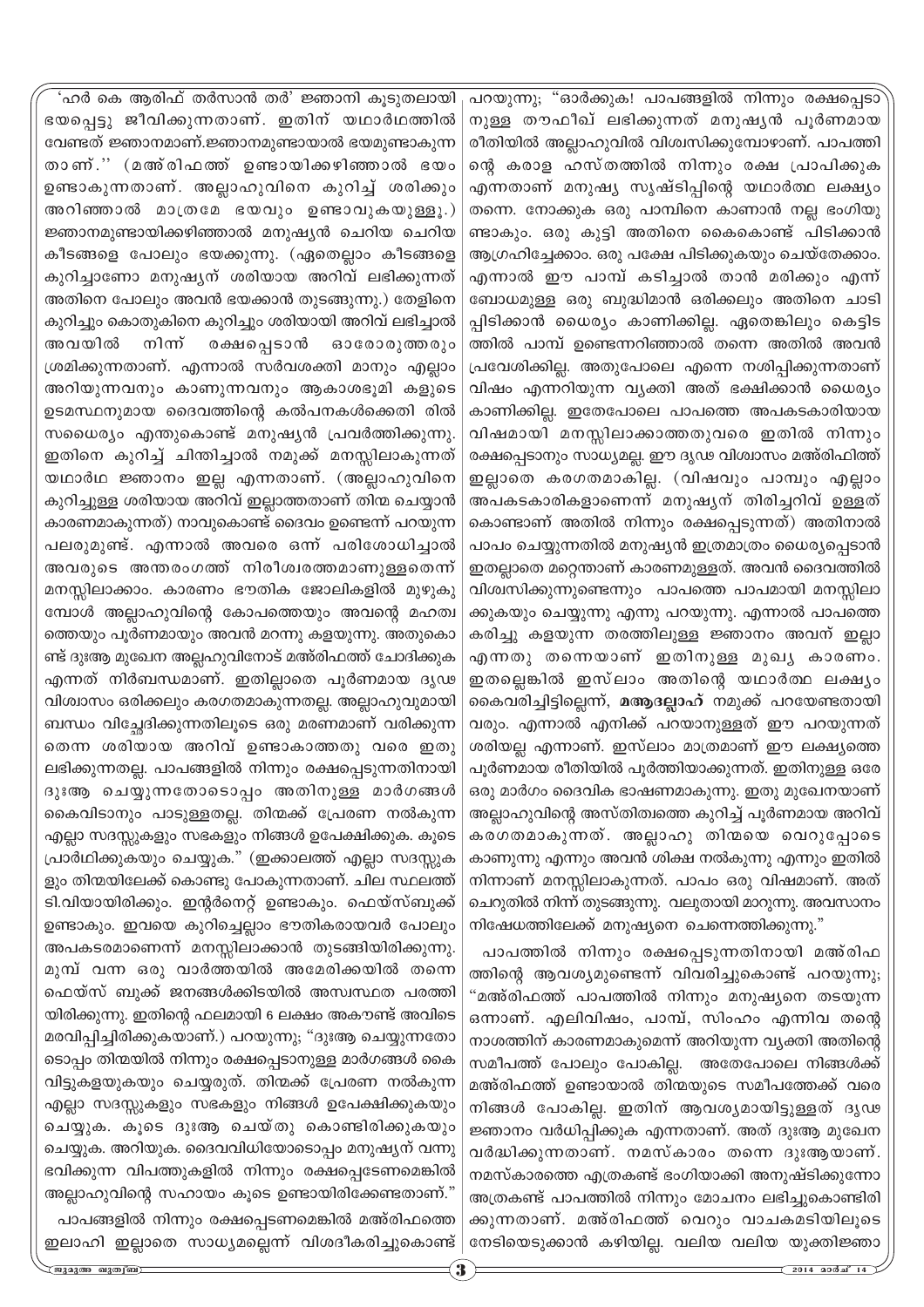'ഹർ കെ ആരിഫ് തർസാൻ തർ' ജ്ഞാനി കൂടുതലായി ഭയപ്പെട്ടു ജീവിക്കുന്നതാണ്. ഇതിന് യഥാർഥത്തിൽ വേണ്ടത് ജ്ഞാനമാണ്.ജ്ഞാനമുണ്ടായാൽ ഭയമുണ്ടാകുന്നതാണ്.'' (മഅ്‌രിഫത്ത് ഉണ്ടായിക്കഴിഞ്ഞാൽ ഭയം ഉണ്ടാകുന്നതാണ്. അല്ലാഹുവിനെ കുറിച്ച് ശരിക്കും അറിഞ്ഞാൽ മാത്രമേ ഭയവും ഉണ്ടാവുകയുള്ളൂ.) ജ്ഞാനമുണ്ടായിക്കഴിഞ്ഞാൽ മനുഷ്യൻ ചെറിയ ചെറിയ കീടങ്ങളെ പോലും ഭയക്കുന്നു. (ഏതെല്ലാം കീടങ്ങളെ കുറിച്ചാണോ മനുഷ്യന് ശരിയായ അറിവ് ലഭിക്കുന്നത് അതിനെ പോലും അവൻ ഭയക്കാൻ തുടങ്ങുന്നു.) തേളിനെ കുറിച്ചും കൊതുകിനെ കുറിച്ചും ശരിയായി അറിവ് ലഭിച്ചാൽ അവയിൽ നിന്ന് രക്ഷപ്പെടാൻ ഓരോരുത്തരും ശ്രമിക്കുന്നതാണ്. എന്നാൽ സർവശക്തി മാനും എല്ലാം അറിയുന്നവനും കാണുന്നവനും ആകാശഭൂമി കളുടെ ഉടമസ്ഥനുമായ ദൈവത്തിന്റെ കൽപനകൾക്കെതി രിൽ സധൈര്യം എന്തുകൊണ്ട് മനുഷ്യൻ പ്രവർത്തിക്കുന്നു. ഇതിനെ കുറിച്ച് ചിന്തിച്ചാൽ നമുക്ക് മനസ്സിലാകുന്നത് യഥാർഥ ജ്ഞാനം ഇല്ല എന്നതാണ്. (അല്ലാഹുവിനെ കുറിച്ചുള്ള ശരിയായ അറിവ് ഇല്ലാത്തതാണ് തിന്മ ചെയ്യാൻ കാരണമാകുന്നത്) നാവുകൊണ്ട് ദൈവം ഉണ്ടെന്ന് പറയുന്ന പലരുമുണ്ട്. എന്നാൽ അവരെ ഒന്ന് പരിശോധിച്ചാൽ അവരുടെ അന്തരംഗത്ത് നിരീശ്വരത്തമാണുള്ളതെന്ന് മനസ്സിലാക്കാം. കാരണം ഭൗതിക ജോലികളിൽ മുഴുകുമ്പോൾ അല്ലാഹുവിന്റെ കോപത്തെയും അവന്റെ മഹത്വത്തെയും പൂർണമായും അവൻ മറന്നു കളയുന്നു. അതുകൊണ്ട് ദുഃആ മുഖേന അല്ലഹുവിനോട് മഅ്‌രിഫത്ത് ചോദിക്കുക എന്നത് നിർബന്ധമാണ്. ഇതില്ലാതെ പൂർണമായ ദൃഢ വിശ്വാസം ഒരിക്കലും കരഗതമാകുന്നതല്ല. അല്ലാഹുവുമായി ബന്ധം വിച്ഛേദിക്കുന്നതിലൂടെ ഒരു മരണമാണ് വരിക്കുന്നതെന്ന ശരിയായ അറിവ് ഉണ്ടാകാത്തതു വരെ ഇതു ലഭിക്കുന്നതല്ല. പാപങ്ങളിൽ നിന്നും രക്ഷപ്പെടുന്നതിനായി ദുഃആ ചെയ്യുന്നതോടൊപ്പം അതിനുള്ള മാർഗങ്ങൾ കൈവിടാനും പാടുള്ളതല്ല. തിന്മക്ക് പ്രേരണ നൽകുന്ന എല്ലാ സദസ്സുകളും സഭകളും നിങ്ങൾ ഉപേക്ഷിക്കുക. കൂടെ പ്രാർഥിക്കുകയും ചെയ്യുക." (ഇക്കാലത്ത് എല്ലാ സദസ്സുകളും തിന്മയിലേക്ക് കൊണ്ടു പോകുന്നതാണ്. ചില സ്ഥലത്ത് ടി.വിയായിരിക്കും. ഇന്റർനെറ്റ് ഉണ്ടാകും. ഫെയ്സ്ബുക്ക് ഉണ്ടാകും. ഇവയെ കുറിച്ചെല്ലാം ഭൗതികരായവർ പോലും അപകടകരമാണെന്ന് മനസ്സിലാക്കാൻ തുടങ്ങിയിരിക്കുന്നു. മുമ്പ് വന്ന ഒരു വാർത്തയിൽ അമേരിക്കയിൽ തന്നെ ഫെയ്സ് ബുക്ക് ജനങ്ങൾക്കിടയിൽ അസ്വസ്ഥത പരത്തിയിരിക്കുന്നു. ഇതിന്റെ ഫലമായി 6 ലക്ഷം അകൗണ്ട് അവിടെ മരവിപ്പിച്ചിരിക്കുകയാണ്.) പറയുന്നു; "ദുഃആ ചെയ്യുന്നതോടൊപ്പം തിന്മയിൽ നിന്നും രക്ഷപ്പെടാനുള്ള മാർഗങ്ങൾ കൈവിട്ടുകളയുകയും ചെയ്യരുത്. തിന്മക്ക് പ്രേരണ നൽകുന്ന എല്ലാ സദസ്സുകളും സഭകളും നിങ്ങൾ ഉപേക്ഷിക്കുകയും ചെയ്യുക. കൂടെ ദുഃആ ചെയ്തു കൊണ്ടിരിക്കുകയും ചെയ്യുക. അറിയുക. ദൈവവിധിയോടൊപ്പം മനുഷ്യന് വന്നുഭവിക്കുന്ന വിപത്തുകളിൽ നിന്നും രക്ഷപ്പെടേണമെങ്കിൽ അല്ലാഹുവിന്റെ സഹായം കൂടെ ഉണ്ടായിരിക്കേണ്ടതാണ്."

പാപങ്ങളിൽ നിന്നും രക്ഷപ്പെടണമെങ്കിൽ മഅ്‌രിഫത്തെ ഇലാഹി ഇല്ലാതെ സാധ്യമല്ലെന്ന് വിശദീകരിച്ചുകൊണ്ട് പറയുന്നു; "ഓർക്കുക! പാപങ്ങളിൽ നിന്നും രക്ഷപ്പെടാനുള്ള തൗഫീഖ് ലഭിക്കുന്നത് മനുഷ്യൻ പൂർണമായ രീതിയിൽ അല്ലാഹുവിൽ വിശ്വസിക്കുമ്പോഴാണ്. പാപത്തിന്റെ കരാള ഹസ്തത്തിൽ നിന്നും രക്ഷ പ്രാപിക്കുക എന്നതാണ് മനുഷ്യ സൃഷ്ടിപ്പിന്റെ യഥാർഥ ലക്ഷ്യം തന്നെ. നോക്കുക ഒരു പാമ്പിനെ കാണാൻ നല്ല ഭംഗിയുണ്ടാകും. ഒരു കുട്ടി അതിനെ കൈകൊണ്ട് പിടിക്കാൻ ആഗ്രഹിച്ചേക്കാം. ഒരു പക്ഷേ പിടിക്കുകയും ചെയ്തേക്കാം. എന്നാൽ ഈ പാമ്പ് കടിച്ചാൽ താൻ മരിക്കും എന്ന് ബോധമുള്ള ഒരു ബുദ്ധിമാൻ ഒരിക്കലും അതിനെ ചാടിപ്പിടിക്കാൻ ധൈര്യം കാണിക്കില്ല. ഏതെങ്കിലും കെട്ടിടത്തിൽ പാമ്പ് ഉണ്ടെന്നറിഞ്ഞാൽ തന്നെ അതിൽ അവൻ പ്രവേശിക്കില്ല. അതുപോലെ എന്നെ നശിപ്പിക്കുന്നതാണ് വിഷം എന്നറിയുന്ന വ്യക്തി അത് ഭക്ഷിക്കാൻ ധൈര്യം കാണിക്കില്ല. ഇതേപോലെ പാപത്തെ അപകടകാരിയായ വിഷമായി മനസ്സിലാക്കാത്തതുവരെ ഇതിൽ നിന്നും രക്ഷപ്പെടാനും സാധ്യമല്ല. ഈ ദൃഢ വിശ്വാസം മഅ്‌രിഫിത്ത് ഇല്ലാതെ കരഗതമാകില്ല. (വിഷവും പാമ്പും എല്ലാം അപകടകാരികളാണെന്ന് മനുഷ്യന് തിരിച്ചറിവ് ഉള്ളത് കൊണ്ടാണ് അതിൽ നിന്നും രക്ഷപ്പെടുന്നത്) അതിനാൽ പാപം ചെയ്യുന്നതിൽ മനുഷ്യൻ ഇത്രമാത്രം ധൈര്യപ്പെടാൻ ഇതല്ലാതെ മറ്റെന്താണ് കാരണമുള്ളത്. അവൻ ദൈവത്തിൽ വിശ്വസിക്കുന്നുണ്ടെന്നും പാപത്തെ പാപമായി മനസ്സിലാക്കുകയും ചെയ്യുന്നു എന്നു പറയുന്നു. എന്നാൽ പാപത്തെ കരിച്ചു കളയുന്ന തരത്തിലുള്ള ജ്ഞാനം അവന് ഇല്ലാ എന്നതു തന്നെയാണ് ഇതിനുള്ള മുഖ്യ കാരണം. ഇതല്ലെങ്കിൽ ഇസ്‌ലാം അതിന്റെ യഥാർഥ ലക്ഷ്യം കൈവരിച്ചിട്ടില്ലെന്ന്, **മആദല്ലാഹ്** നമുക്ക് പറയേണ്ടതായി വരും. എന്നാൽ എനിക്ക് പറയാനുള്ളത് ഈ പറയുന്നത് ശരിയല്ല എന്നാണ്. ഇസ്‌ലാം മാത്രമാണ് ഈ ലക്ഷ്യത്തെ പൂർണമായ രീതിയിൽ പൂർത്തിയാക്കുന്നത്. ഇതിനുള്ള ഒരേ ഒരു മാർഗം ദൈവിക ഭാഷണമാകുന്നു. ഇതു മുഖേനയാണ് അല്ലാഹുവിന്റെ അസ്തിത്വത്തെ കുറിച്ച് പൂർണമായ അറിവ് കരഗതമാകുന്നത്. അല്ലാഹു തിന്മയെ വെറുപ്പോടെ കാണുന്നു എന്നും അവൻ ശിക്ഷ നൽകുന്നു എന്നും ഇതിൽ നിന്നാണ് മനസ്സിലാകുന്നത്. പാപം ഒരു വിഷമാണ്. അത് ചെറുതിൽ നിന്ന് തുടങ്ങുന്നു. വലുതായി മാറുന്നു. അവസാനം നിഷേധത്തിലേക്ക് മനുഷ്യനെ ചെന്നെത്തിക്കുന്നു."

പാപത്തിൽ നിന്നും രക്ഷപ്പെടുന്നതിനായി മഅ്‌രിഫത്തിന്റെ ആവശ്യമുണ്ടെന്ന് വിവരിച്ചുകൊണ്ട് പറയുന്നു; "മഅ്‌രിഫത്ത് പാപത്തിൽ നിന്നും മനുഷ്യനെ തടയുന്ന ഒന്നാണ്. എലിവിഷം, പാമ്പ്, സിംഹം എന്നിവ തന്റെ നാശത്തിന് കാരണമാകുമെന്ന് അറിയുന്ന വ്യക്തി അതിന്റെ സമീപത്ത് പോലും പോകില്ല. അതേപോലെ നിങ്ങൾക്ക് മഅ്‌രിഫത്ത് ഉണ്ടായാൽ തിന്മയുടെ സമീപത്തേക്ക് വരെ നിങ്ങൾ പോകില്ല. ഇതിന് ആവശ്യമായിട്ടുള്ളത് ദൃഢ ജ്ഞാനം വർധിപ്പിക്കുക എന്നതാണ്. അത് ദുഃആ മുഖേന വർദ്ധിക്കുന്നതാണ്. നമസ്കാരം തന്നെ ദുഃആയാണ്. നമസ്കാരത്തെ എത്രകണ്ട് ഭംഗിയാക്കി അനുഷ്ടിക്കുന്നോ അത്രകണ്ട് പാപത്തിൽ നിന്നും മോചനം ലഭിച്ചുകൊണ്ടിരിക്കുന്നതാണ്. മഅ്‌രിഫത്ത് വെറും വാചകമടിയിലൂടെ നേടിയെടുക്കാൻ കഴിയില്ല. വലിയ വലിയ യുക്തിജ്ഞാ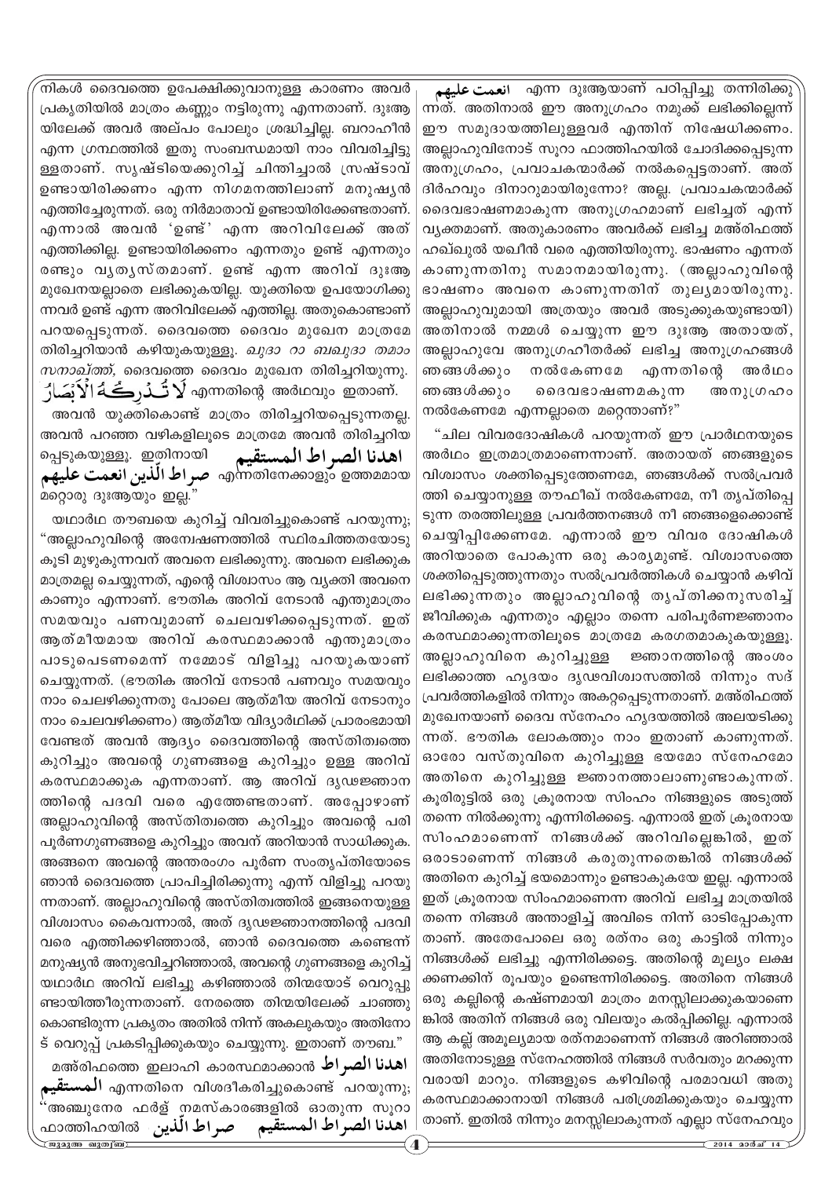നികൾ ദൈവത്തെ ഉപേക്ഷിക്കുവാനുള്ള കാരണം അവർ പ്രകൃതിയിൽ മാത്രം കണ്ണും നട്ടിരുന്നു എന്നതാണ്. ദുഃആയിലേക്ക് അവർ അല്പം പോലും ശ്രദ്ധിച്ചില്ല. ബറാഹീൻ എന്ന ഗ്രന്ഥത്തിൽ ഇതു സംബന്ധമായി നാം വിവരിച്ചിട്ടുള്ളതാണ്. സൃഷ്ടിയെക്കുറിച്ച് ചിന്തിച്ചാൽ സ്രഷ്ടാവ് ഉണ്ടായിരിക്കണം എന്ന നിഗമനത്തിലാണ് മനുഷ്യൻ എത്തിച്ചേരുന്നത്. ഒരു നിർമാതാവ് ഉണ്ടായിരിക്കേണ്ടതാണ്. എന്നാൽ അവൻ 'ഉണ്ട്' എന്ന അറിവിലേക്ക് അത് എത്തിക്കില്ല. ഉണ്ടായിരിക്കണം എന്നതും ഉണ്ട് എന്നതും രണ്ടും വ്യത്യസ്തമാണ്. ഉണ്ട് എന്ന അറിവ് ദുഃആ മുഖേനയല്ലാതെ ലഭിക്കുകയില്ല. യുക്തിയെ ഉപയോഗിക്കുന്നവർ ഉണ്ട് എന്ന അറിവിലേക്ക് എത്തില്ല. അതുകൊണ്ടാണ് പറയപ്പെടുന്നത്. ദൈവത്തെ ദൈവം മുഖേന മാത്രമേ തിരിച്ചറിയാൻ കഴിയുകയുള്ളൂ. *ഖുദാ റാ ബഖുദാ തമാം സനാഖ്ത്ത്*, ദൈവത്തെ ദൈവം മുഖേന തിരിച്ചറിയുന്നു. لَا تُدْرِكُهُ الْأَبْصَارُ എന്നതിന്റെ അർഥവും ഇതാണ്.

അവൻ യുക്തികൊണ്ട് മാത്രം തിരിച്ചറിയപ്പെടുന്നതല്ല. അവൻ പറഞ്ഞ വഴികളിലൂടെ മാത്രമേ അവൻ തിരിച്ചറിയപ്പെടുകയുള്ളൂ. ഇതിനായി اهدنا الصراط المستقيم صراط الّذين انعمت عليهم എന്നതിനേക്കാളും ഉത്തമമായ മറ്റൊരു ദുഃആയും ഇല്ല."

യഥാർഥ തൗബയെ കുറിച്ച് വിവരിച്ചുകൊണ്ട് പറയുന്നു; "അല്ലാഹുവിന്റെ അന്വേഷണത്തിൽ സ്ഥിരചിത്തതയോടു കൂടി മുഴുകുന്നവന് അവനെ ലഭിക്കുന്നു. അവനെ ലഭിക്കുക മാത്രമല്ല ചെയ്യുന്നത്, എന്റെ വിശ്വാസം ആ വ്യക്തി അവനെ കാണും എന്നാണ്. ഭൗതിക അറിവ് നേടാൻ എന്തുമാത്രം സമയവും പണവുമാണ് ചെലവഴിക്കപ്പെടുന്നത്. ഇത് ആത്മീയമായ അറിവ് കരസ്ഥമാക്കാൻ എന്തുമാത്രം പാടുപെടണമെന്ന് നമ്മോട് വിളിച്ചു പറയുകയാണ് ചെയ്യുന്നത്. (ഭൗതിക അറിവ് നേടാൻ പണവും സമയവും നാം ചെലഴിക്കുന്നതു പോലെ ആത്മീയ അറിവ് നേടാനും നാം ചെലവഴിക്കണം) ആത്മീയ വിദ്യാർഥിക്ക് പ്രാരംഭമായി വേണ്ടത് അവൻ ആദ്യം ദൈവത്തിന്റെ അസ്തിത്വത്തെ കുറിച്ചും അവന്റെ ഗുണങ്ങളെ കുറിച്ചും ഉള്ള അറിവ് കരസ്ഥമാക്കുക എന്നതാണ്. ആ അറിവ് ദൃഢജ്ഞാനത്തിന്റെ പദവി വരെ എത്തേണ്ടതാണ്. അപ്പോഴാണ് അല്ലാഹുവിന്റെ അസ്തിത്വത്തെ കുറിച്ചും അവന്റെ പരിപൂർണഗുണങ്ങളെ കുറിച്ചും അവന് അറിയാൻ സാധിക്കുക. അങ്ങനെ അവന്റെ അന്തരംഗം പൂർണ സംതൃപ്തിയോടെ ഞാൻ ദൈവത്തെ പ്രാപിച്ചിരിക്കുന്നു എന്ന് വിളിച്ചു പറയുന്നതാണ്. അല്ലാഹുവിന്റെ അസ്തിത്വത്തിൽ ഇങ്ങനെയുള്ള വിശ്വാസം കൈവന്നാൽ, അത് ദൃഢജ്ഞാനത്തിന്റെ പദവി വരെ എത്തിക്കഴിഞ്ഞാൽ, ഞാൻ ദൈവത്തെ കണ്ടെന്ന് മനുഷ്യൻ അനുഭവിച്ചറിഞ്ഞാൽ, അവന്റെ ഗുണങ്ങളെ കുറിച്ച് യഥാർഥ അറിവ് ലഭിച്ചു കഴിഞ്ഞാൽ തിന്മയോട് വെറുപ്പുണ്ടായിത്തീരുന്നതാണ്. നേരത്തെ തിന്മയിലേക്ക് ചാഞ്ഞുകൊണ്ടിരുന്ന പ്രകൃതം അതിൽ നിന്ന് അകലുകയും അതിനോട് വെറുപ്പ് പ്രകടിപ്പിക്കുകയും ചെയ്യുന്നു. ഇതാണ് തൗബ."

മഅ്രിഫത്തെ ഇലാഹി കാരസ്ഥമാക്കാൻ اهدنا الصراط المستقيم എന്നതിനെ വിശദീകരിച്ചുകൊണ്ട് പറയുന്നു; "അഞ്ചുനേര ഫർള് നമസ്കാരങ്ങളിൽ ഓതുന്ന സൂറാ ഫാത്തിഹയിൽ اهدنا الصراط المستقيم صراط الّذين انعمت عليهم എന്ന ദുഃആയാണ് പഠിപ്പിച്ചു തന്നിരിക്കുന്നത്. അതിനാൽ ഈ അനുഗ്രഹം നമുക്ക് ലഭിക്കില്ലെന്ന് ഈ സമുദായത്തിലുള്ളവർ എന്തിന് നിഷേധിക്കണം. അല്ലാഹുവിനോട് സൂറാ ഫാത്തിഹയിൽ ചോദിക്കപ്പെടുന്ന അനുഗ്രഹം, പ്രവാചകന്മാർക്ക് നൽകപ്പെട്ടതാണ്. അത് ദിർഹവും ദിനാറുമായിരുന്നോ? അല്ല. പ്രവാചകന്മാർക്ക് ദൈവഭാഷണമാകുന്ന അനുഗ്രഹമാണ് ലഭിച്ചത് എന്ന് വ്യക്തമാണ്. അതുകാരണം അവർക്ക് ലഭിച്ച മഅ്രിഫത്ത് ഹഖ്ഖുൽ യഖീൻ വരെ എത്തിയിരുന്നു. ഭാഷണം എന്നത് കാണുന്നതിനു സമാനമായിരുന്നു. (അല്ലാഹുവിന്റെ ഭാഷണം അവനെ കാണുന്നതിന് തുല്യമായിരുന്നു. അല്ലാഹുവുമായി അത്രയും അവർ അടുക്കുകയുണ്ടായി) അതിനാൽ നമ്മൾ ചെയ്യുന്ന ഈ ദുഃആ അതായത്, അല്ലാഹുവേ അനുഗ്രഹീതർക്ക് ലഭിച്ച അനുഗ്രഹങ്ങൾ ഞങ്ങൾക്കും നൽകേണമേ എന്നതിന്റെ അർഥം ഞങ്ങൾക്കും ദൈവഭാഷണമകുന്ന അനുഗ്രഹം നൽകേണമേ എന്നല്ലാതെ മറ്റെന്താണ്?"

"ചില വിവരദോഷികൾ പറയുന്നത് ഈ പ്രാർഥനയുടെ അർഥം ഇത്രമാത്രമാണെന്നാണ്. അതായത് ഞങ്ങളുടെ വിശ്വാസം ശക്തിപ്പെടുത്തേണമേ, ഞങ്ങൾക്ക് സൽപ്രവർത്തി ചെയ്യാനുള്ള തൗഫീഖ് നൽകേണമേ, നീ തൃപ്തിപ്പെടുന്ന തരത്തിലുള്ള പ്രവർത്തനങ്ങൾ നീ ഞങ്ങളെക്കൊണ്ട് ചെയ്യിപ്പിക്കേണമേ. എന്നാൽ ഈ വിവര ദോഷികൾ അറിയാതെ പോകുന്ന ഒരു കാര്യമുണ്ട്. വിശ്വാസത്തെ ശക്തിപ്പെടുത്തുന്നതും സൽപ്രവർത്തികൾ ചെയ്യാൻ കഴിവ് ലഭിക്കുന്നതും അല്ലാഹുവിന്റെ തൃപ്തിക്കനുസരിച്ച് ജീവിക്കുക എന്നതും എല്ലാം തന്നെ പരിപൂർണജ്ഞാനം കരസ്ഥമാക്കുന്നതിലൂടെ മാത്രമേ കരഗതമാകുകയുള്ളൂ. അല്ലാഹുവിനെ കുറിച്ചുള്ള ജ്ഞാനത്തിന്റെ അംശം ലഭിക്കാത്ത ഹൃദയം ദൃഢവിശ്വാസത്തിൽ നിന്നും സദ്പ്രവർത്തികളിൽ നിന്നും അകറ്റപ്പെടുന്നതാണ്. മഅ്രിഫത്ത് മുഖേനയാണ് ദൈവ സ്നേഹം ഹൃദയത്തിൽ അലയടിക്കുന്നത്. ഭൗതിക ലോകത്തും നാം ഇതാണ് കാണുന്നത്. ഓരോ വസ്തുവിനെ കുറിച്ചുള്ള ഭയമോ സ്നേഹമോ അതിനെ കുറിച്ചുള്ള ജ്ഞാനത്താലാണുണ്ടാകുന്നത്. കൂരിരുട്ടിൽ ഒരു ക്രൂരനായ സിംഹം നിങ്ങളുടെ അടുത്ത് തന്നെ നിൽക്കുന്നു എന്നിരിക്കട്ടെ. എന്നാൽ ഇത് ക്രൂരനായ സിംഹമാണെന്ന് നിങ്ങൾക്ക് അറിവില്ലെങ്കിൽ, ഇത് ഒരാടാണെന്ന് നിങ്ങൾ കരുതുന്നതെങ്കിൽ നിങ്ങൾക്ക് അതിനെ കുറിച്ച് ഭയമൊന്നും ഉണ്ടാകുകയേ ഇല്ല. എന്നാൽ ഇത് ക്രൂരനായ സിംഹമാണെന്ന അറിവ് ലഭിച്ച മാത്രയിൽ തന്നെ നിങ്ങൾ അന്താളിച്ച് അവിടെ നിന്ന് ഓടിപ്പോകുന്നതാണ്. അതേപോലെ ഒരു രത്നം ഒരു കാട്ടിൽ നിന്നും നിങ്ങൾക്ക് ലഭിച്ചു എന്നിരിക്കട്ടെ. അതിന്റെ മൂല്യം ലക്ഷക്കണക്കിന് രൂപയും ഉണ്ടെന്നിരിക്കട്ടെ. അതിനെ നിങ്ങൾ ഒരു കല്ലിന്റെ കഷ്ണമായി മാത്രം മനസ്സിലാക്കുകയാണെങ്കിൽ അതിന് നിങ്ങൾ ഒരു വിലയും കൽപ്പിക്കില്ല. എന്നാൽ ആ കല്ല് അമൂല്യമായ രത്നമാണെന്ന് നിങ്ങൾ അറിഞ്ഞാൽ അതിനോടുള്ള സ്നേഹത്തിൽ നിങ്ങൾ സർവതും മറക്കുന്ന വരായി മാറും. നിങ്ങളുടെ കഴിവിന്റെ പരമാവധി അതു കരസ്ഥമാക്കാനായി നിങ്ങൾ പരിശ്രമിക്കുകയും ചെയ്യുന്നതാണ്. ഇതിൽ നിന്നും മനസ്സിലാകുന്നത് എല്ലാ സ്നേഹവും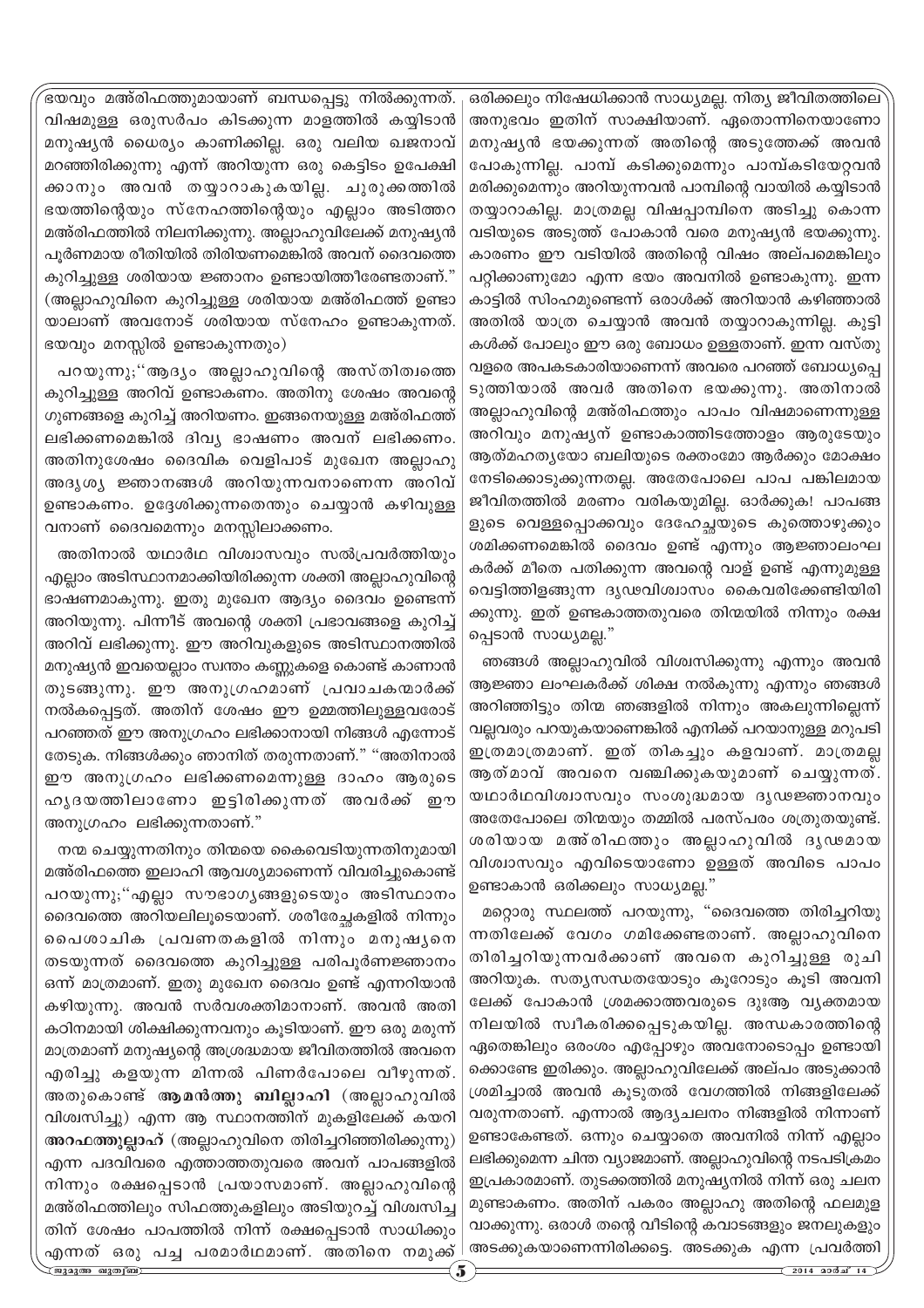ഭയവും മഅ്രിഫത്തുമായാണ് ബന്ധപ്പെട്ടു നിൽക്കുന്നത്. വിഷമുള്ള ഒരുസർപ്പം കിടക്കുന്ന മാളത്തിൽ കയ്യിടാൻ മനുഷ്യൻ ധൈര്യം കാണിക്കില്ല. ഒരു വലിയ ഖജനാവ് മറഞ്ഞിരിക്കുന്നു എന്ന് അറിയുന്ന ഒരു കെട്ടിടം ഉപേക്ഷിക്കാനും അവൻ തയ്യാറാകുകയില്ല. ചുരുക്കത്തിൽ ഭയത്തിന്റെയും സ്നേഹത്തിന്റെയും എല്ലാം അടിത്തറ മഅ്രിഫത്തിൽ നിലനിക്കുന്നു. അല്ലാഹുവിലേക്ക് മനുഷ്യൻ പൂർണമായ രീതിയിൽ തിരിയണമെങ്കിൽ അവന് ദൈവത്തെ കുറിച്ചുള്ള ശരിയായ ജ്ഞാനം ഉണ്ടായിത്തീരേണ്ടതാണ്." (അല്ലാഹുവിനെ കുറിച്ചുള്ള ശരിയായ മഅ്രിഫത്ത് ഉണ്ടായാലാണ് അവനോട് ശരിയായ സ്നേഹം ഉണ്ടാകുന്നത്. ഭയവും മനസ്സിൽ ഉണ്ടാകുന്നതും)

പറയുന്നു;''ആദ്യം അല്ലാഹുവിന്റെ അസ്തിത്വത്തെ കുറിച്ചുള്ള അറിവ് ഉണ്ടാകണം. അതിനു ശേഷം അവന്റെ ഗുണങ്ങളെ കുറിച്ച് അറിയണം. ഇങ്ങനെയുള്ള മഅ്രിഫത്ത് ലഭിക്കണമെങ്കിൽ ദിവ്യ ഭാഷണം അവന് ലഭിക്കണം. അതിനുശേഷം ദൈവിക വെളിപാട് മുഖേന അല്ലാഹു അദൃശ്യ ജ്ഞാനങ്ങൾ അറിയുന്നവനാണെന്ന അറിവ് ഉണ്ടാകണം. ഉദ്ദേശിക്കുന്നതെന്തും ചെയ്യാൻ കഴിവുള്ളവനാണ് ദൈവമെന്നും മനസ്സിലാക്കണം.

അതിനാൽ യഥാർഥ വിശ്വാസവും സൽപ്രവർത്തിയും എല്ലാം അടിസ്ഥാനമാക്കിയിരിക്കുന്ന ശക്തി അല്ലാഹുവിന്റെ ഭാഷണമാകുന്നു. ഇതു മുഖേന ആദ്യം ദൈവം ഉണ്ടെന്ന് അറിയുന്നു. പിന്നീട് അവന്റെ ശക്തി പ്രഭാവങ്ങളെ കുറിച്ച് അറിവ് ലഭിക്കുന്നു. ഈ അറിവുകളുടെ അടിസ്ഥാനത്തിൽ മനുഷ്യൻ ഇവയെല്ലാം സ്വന്തം കണ്ണുകളെ കൊണ്ട് കാണാൻ തുടങ്ങുന്നു. ഈ അനുഗ്രഹമാണ് പ്രവാചകന്മാർക്ക് നൽകപ്പെട്ടത്. അതിന് ശേഷം ഈ ഉമ്മത്തിലുള്ളവരോട് പറഞ്ഞത് ഈ അനുഗ്രഹം ലഭിക്കാനായി നിങ്ങൾ എന്നോട് തേടുക. നിങ്ങൾക്കും ഞാനിത് തരുന്നതാണ്." "അതിനാൽ ഈ അനുഗ്രഹം ലഭിക്കണമെന്നുള്ള ദാഹം ആരുടെ ഹൃദയത്തിലാണോ ഇട്ടിരിക്കുന്നത് അവർക്ക് ഈ അനുഗ്രഹം ലഭിക്കുന്നതാണ്."

നന്മ ചെയ്യുന്നതിനും തിന്മയെ കൈവെടിയുന്നതിനുമായി മഅ്രിഫത്തെ ഇലാഹി ആവശ്യമാണെന്ന് വിവരിച്ചുകൊണ്ട് പറയുന്നു;''എല്ലാ സൗഭാഗ്യങ്ങളുടെയും അടിസ്ഥാനം ദൈവത്തെ അറിയലിലൂടെയാണ്. ശരീരേച്ഛകളിൽ നിന്നും പൈശാചിക പ്രവണതകളിൽ നിന്നും മനുഷ്യനെ തടയുന്നത് ദൈവത്തെ കുറിച്ചുള്ള പരിപൂർണജ്ഞാനം ഒന്ന് മാത്രമാണ്. ഇതു മുഖേന ദൈവം ഉണ്ട് എന്നറിയാൻ കഴിയുന്നു. അവൻ സർവശക്തിമാനാണ്. അവൻ അതികഠിനമായി ശിക്ഷിക്കുന്നവനും കൂടിയാണ്. ഈ ഒരു മരുന്ന് മാത്രമാണ് മനുഷ്യന്റെ അശ്രദ്ധമായ ജീവിതത്തിൽ അവനെ എരിച്ചു കളയുന്ന മിന്നൽ പിണർപോലെ വീഴുന്നത്. അതുകൊണ്ട് **ആമൻത്തു ബില്ലാഹി** (അല്ലാഹുവിൽ വിശ്വസിച്ചു) എന്ന ആ സ്ഥാനത്തിന് മുകളിലേക്ക് കയറി **അറഫത്തുല്ലാഹ്** (അല്ലാഹുവിനെ തിരിച്ചറിഞ്ഞിരിക്കുന്നു) എന്ന പദവിവരെ എത്താത്തതുവരെ അവന് പാപങ്ങളിൽ നിന്നും രക്ഷപ്പെടാൻ പ്രയാസമാണ്. അല്ലാഹുവിന്റെ മഅ്രിഫത്തിലും സിഫത്തുകളിലും അടിയുറച്ച് വിശ്വസിച്ചതിന് ശേഷം പാപത്തിൽ നിന്ന് രക്ഷപ്പെടാൻ സാധിക്കും എന്നത് ഒരു പച്ച പരമാർഥമാണ്. അതിനെ നമുക്ക് ഒരിക്കലും നിഷേധിക്കാൻ സാധ്യമല്ല. നിത്യ ജീവിതത്തിലെ അനുഭവം ഇതിന് സാക്ഷിയാണ്. ഏതൊന്നിനെയാണോ മനുഷ്യൻ ഭയക്കുന്നത് അതിന്റെ അടുത്തേക്ക് അവൻ പോകുന്നില്ല. പാമ്പ് കടിക്കുമെന്നും പാമ്പ്കടിയേറ്റവൻ മരിക്കുമെന്നും അറിയുന്നവൻ പാമ്പിന്റെ വായിൽ കയ്യിടാൻ തയ്യാറാകില്ല. മാത്രമല്ല വിഷപ്പാമ്പിനെ അടിച്ചു കൊന്ന വടിയുടെ അടുത്ത് പോകാൻ വരെ മനുഷ്യൻ ഭയക്കുന്നു. കാരണം ഈ വടിയിൽ അതിന്റെ വിഷം അല്പമെങ്കിലും പറ്റിക്കാണുമോ എന്ന ഭയം അവനിൽ ഉണ്ടാകുന്നു. ഇന്ന കാട്ടിൽ സിംഹമുണ്ടെന്ന് ഒരാൾക്ക് അറിയാൻ കഴിഞ്ഞാൽ അതിൽ യാത്ര ചെയ്യാൻ അവൻ തയ്യാറാകുന്നില്ല. കുട്ടികൾക്ക് പോലും ഈ ഒരു ബോധം ഉള്ളതാണ്. ഇന്ന വസ്തു വളരെ അപകടകാരിയാണെന്ന് അവരെ പറഞ്ഞ് ബോധ്യപ്പെടുത്തിയാൽ അവർ അതിനെ ഭയക്കുന്നു. അതിനാൽ അല്ലാഹുവിന്റെ മഅ്രിഫത്തും പാപം വിഷമാണെന്നുള്ള അറിവും മനുഷ്യന് ഉണ്ടാകാത്തിടത്തോളം ആരുടേയും ആത്മഹത്യയോ ബലിയുടെ രക്തംമോ ആർക്കും മോക്ഷം നേടിക്കൊടുക്കുന്നതല്ല. അതേപോലെ പാപ പങ്കിലമായ ജീവിതത്തിൽ മരണം വരികയുമില്ല. ഓർക്കുക! പാപങ്ങളുടെ വെള്ളപ്പൊക്കവും ദേഹേച്ഛയുടെ കുത്തൊഴുക്കും ശമിക്കണമെങ്കിൽ ദൈവം ഉണ്ട് എന്നും ആജ്ഞാലംഘകർക്ക് മീതെ പതിക്കുന്ന അവന്റെ വാള് ഉണ്ട് എന്നുമുള്ള വെട്ടിത്തിളങ്ങുന്ന ദൃഢവിശ്വാസം കൈവരിക്കേണ്ടിയിരിക്കുന്നു. ഇത് ഉണ്ടകാത്തതുവരെ തിന്മയിൽ നിന്നും രക്ഷപ്പെടാൻ സാധ്യമല്ല."

ഞങ്ങൾ അല്ലാഹുവിൽ വിശ്വസിക്കുന്നു എന്നും അവൻ ആജ്ഞാ ലംഘകർക്ക് ശിക്ഷ നൽകുന്നു എന്നും ഞങ്ങൾ അറിഞ്ഞിട്ടും തിന്മ ഞങ്ങളിൽ നിന്നും അകലുന്നില്ലെന്ന് വല്ലവരും പറയുകയാണെങ്കിൽ എനിക്ക് പറയാനുള്ള മറുപടി ഇത്രമാത്രമാണ്. ഇത് തികച്ചും കളവാണ്. മാത്രമല്ല ആത്മാവ് അവനെ വഞ്ചിക്കുകയുമാണ് ചെയ്യുന്നത്. യഥാർഥവിശ്വാസവും സംശുദ്ധമായ ദൃഢജ്ഞാനവും അതേപോലെ തിന്മയും തമ്മിൽ പരസ്പരം ശത്രുതയുണ്ട്. ശരിയായ മഅ്രിഫത്തും അല്ലാഹുവിൽ ദൃഢമായ വിശ്വാസവും എവിടെയാണോ ഉള്ളത് അവിടെ പാപം ഉണ്ടാകാൻ ഒരിക്കലും സാധ്യമല്ല."

മറ്റൊരു സ്ഥലത്ത് പറയുന്നു, "ദൈവത്തെ തിരിച്ചറിയുന്നതിലേക്ക് വേഗം ഗമിക്കേണ്ടതാണ്. അല്ലാഹുവിനെ തിരിച്ചറിയുന്നവർക്കാണ് അവനെ കുറിച്ചുള്ള രുചി അറിയുക. സത്യസന്ധതയോടും കൂറോടും കൂടി അവനിലേക്ക് പോകാൻ ശ്രമക്കാത്തവരുടെ ദുഃആ വ്യക്തമായ നിലയിൽ സ്വീകരിക്കപ്പെടുകയില്ല. അന്ധകാരത്തിന്റെ ഏതെങ്കിലും ഒരംശം എപ്പോഴും അവനോടൊപ്പം ഉണ്ടായിക്കൊണ്ടേ ഇരിക്കും. അല്ലാഹുവിലേക്ക് അല്പം അടുക്കാൻ ശ്രമിച്ചാൽ അവൻ കൂടുതൽ വേഗത്തിൽ നിങ്ങളിലേക്ക് വരുന്നതാണ്. എന്നാൽ ആദ്യചലനം നിങ്ങളിൽ നിന്നാണ് ഉണ്ടാകേണ്ടത്. ഒന്നും ചെയ്യാതെ അവനിൽ നിന്ന് എല്ലാം ലഭിക്കുമെന്ന ചിന്ത വ്യാജമാണ്. അല്ലാഹുവിന്റെ നടപടിക്രമം ഇപ്രകാരമാണ്. തുടക്കത്തിൽ മനുഷ്യനിൽ നിന്ന് ഒരു ചലനമുണ്ടാകണം. അതിന് പകരം അല്ലാഹു അതിന്റെ ഫലമുളവാക്കുന്നു. ഒരാൾ തന്റെ വീടിന്റെ കവാടങ്ങളും ജനലുകളും അടക്കുകയാണെന്നിരിക്കട്ടെ. അടക്കുക എന്ന പ്രവർത്തി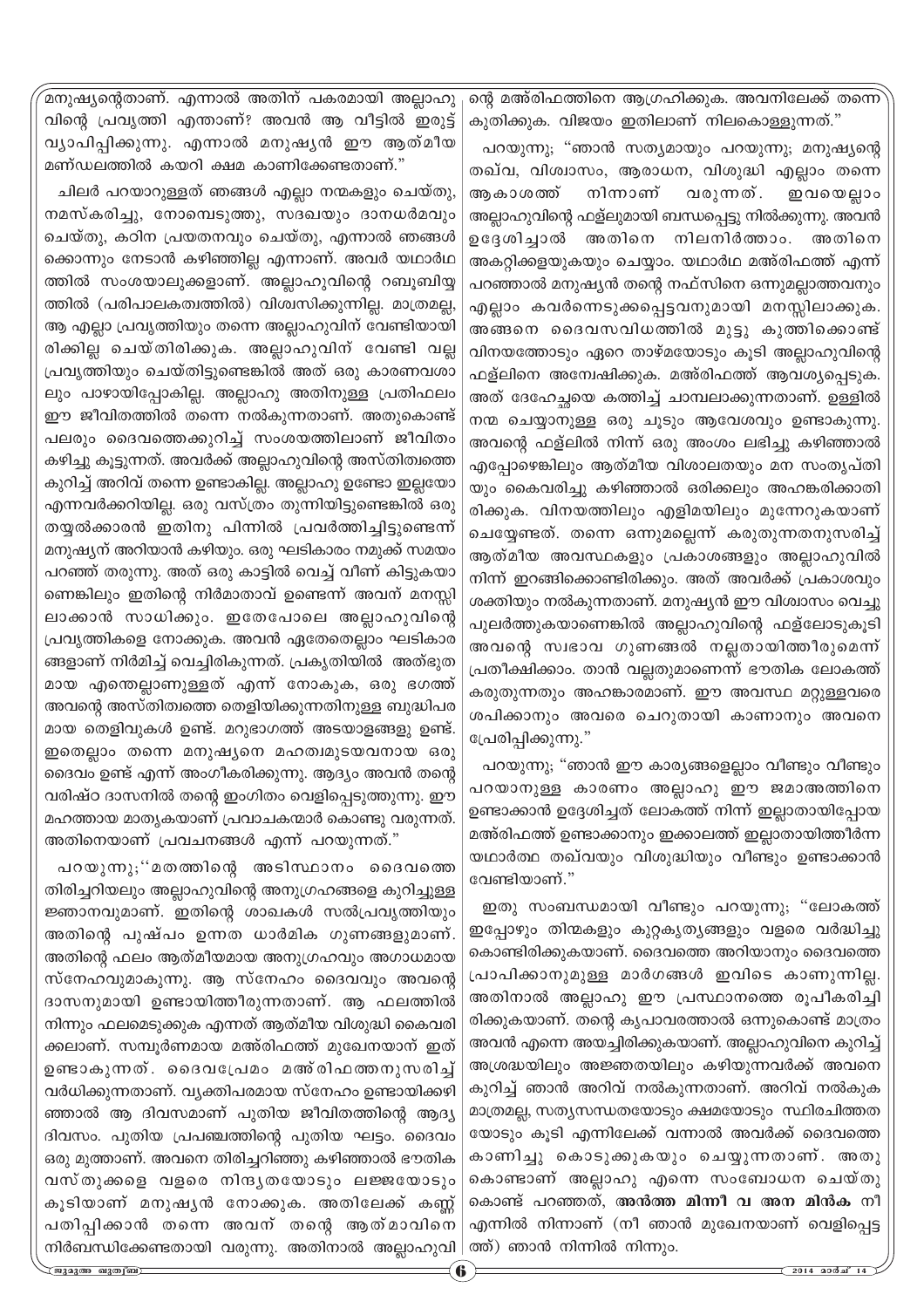മനുഷ്യന്റെതാണ്. എന്നാൽ അതിന് പകരമായി അല്ലാഹുവിന്റെ പ്രവൃത്തി എന്താണ്? അവൻ ആ വീട്ടിൽ ഇരുട്ട് വ്യാപിപ്പിക്കുന്നു. എന്നാൽ മനുഷ്യൻ ഈ ആത്മീയ മണ്ഡലത്തിൽ കയറി ക്ഷമ കാണിക്കേണ്ടതാണ്."

ചിലർ പറയാറുള്ളത് ഞങ്ങൾ എല്ലാ നന്മകളും ചെയ്തു, നമസ്കരിച്ചു, നോമ്പെടുത്തു, സദഖയും ദാനധർമവും ചെയ്തു, കഠിന പ്രയത്നവും ചെയ്തു, എന്നാൽ ഞങ്ങൾക്കൊന്നും നേടാൻ കഴിഞ്ഞില്ല എന്നാണ്. അവർ യഥാർഥത്തിൽ സംശയാലുക്കളാണ്. അല്ലാഹുവിന്റെ റബൂബിയ്യത്തിൽ (പരിപാലകത്വത്തിൽ) വിശ്വസിക്കുന്നില്ല. മാത്രമല്ല, ആ എല്ലാ പ്രവൃത്തിയും തന്നെ അല്ലാഹുവിന് വേണ്ടിയായിരിക്കില്ല ചെയ്തിരിക്കുക. അല്ലാഹുവിന് വേണ്ടി വല്ല പ്രവൃത്തിയും ചെയ്തിട്ടുണ്ടെങ്കിൽ അത് ഒരു കാരണവശാലും പാഴായിപ്പോകില്ല. അല്ലാഹു അതിനുള്ള പ്രതിഫലം ഈ ജീവിതത്തിൽ തന്നെ നൽകുന്നതാണ്. അതുകൊണ്ട് പലരും ദൈവത്തെക്കുറിച്ച് സംശയത്തിലാണ് ജീവിതം കഴിച്ചു കൂട്ടുന്നത്. അവർക്ക് അല്ലാഹുവിന്റെ അസ്തിത്വത്തെ കുറിച്ച് അറിവ് തന്നെ ഉണ്ടാകില്ല. അല്ലാഹു ഉണ്ടോ ഇല്ലയോ എന്നവർക്കറിയില്ല. ഒരു വസ്ത്രം തുന്നിയിട്ടുണ്ടെങ്കിൽ ഒരു തയ്യൽക്കാരൻ ഇതിനു പിന്നിൽ പ്രവർത്തിച്ചിട്ടുണ്ടെന്ന് മനുഷ്യന് അറിയാൻ കഴിയും. ഒരു ഘടികാരം നമുക്ക് സമയം പറഞ്ഞ് തരുന്നു. അത് ഒരു കാട്ടിൽ വെച്ച് വീണ് കിട്ടുകയാണെങ്കിലും ഇതിന്റെ നിർമാതാവ് ഉണ്ടെന്ന് അവന് മനസ്സിലാക്കാൻ സാധിക്കും. ഇതേപോലെ അല്ലാഹുവിന്റെ പ്രവൃത്തികളെ നോക്കുക. അവൻ ഏതേതെല്ലാം ഘടികാരങ്ങളാണ് നിർമിച്ച് വെച്ചിരിക്കുന്നത്. പ്രകൃതിയിൽ അത്ഭുതമായ എന്തെല്ലാമാണുള്ളത് എന്ന് നോക്കുക, ഒരു ഭഗത്ത് അവന്റെ അസ്തിത്വത്തെ തെളിയിക്കുന്നതിനുള്ള ബുദ്ധിപരമായ തെളിവുകൾ ഉണ്ട്. മറുഭാഗത്ത് അടയാളങ്ങളും ഉണ്ട്. ഇതെല്ലാം തന്നെ മനുഷ്യനെ മഹത്വമുടയവനായ ഒരു ദൈവം ഉണ്ട് എന്ന് അംഗീകരിക്കുന്നു. ആദ്യം അവൻ തന്റെ വരിഷ്ഠ ദാസനിൽ തന്റെ ഇംഗിതം വെളിപ്പെടുത്തുന്നു. ഈ മഹത്തായ മാതൃകയാണ് പ്രവാചകന്മാർ കൊണ്ടു വരുന്നത്. അതിനെയാണ് പ്രവചനങ്ങൾ എന്ന് പറയുന്നത്."

പറയുന്നു;"മതത്തിന്റെ അടിസ്ഥാനം ദൈവത്തെ തിരിച്ചറിയലും അല്ലാഹുവിന്റെ അനുഗ്രഹങ്ങളെ കുറിച്ചുള്ള ജ്ഞാനവുമാണ്. ഇതിന്റെ ശാഖകൾ സൽപ്രവൃത്തിയും അതിന്റെ പുഷ്പം ഉന്നത ധാർമിക ഗുണങ്ങളുമാണ്. അതിന്റെ ഫലം ആത്മീയമായ അനുഗ്രഹവും അഗാധമായ സ്നേഹവുമാകുന്നു. ആ സ്നേഹം ദൈവവും അവന്റെ ദാസനുമായി ഉണ്ടായിത്തീരുന്നതാണ്. ആ ഫലത്തിൽ നിന്നും ഫലമെടുക്കുക എന്നത് ആത്മീയ വിശുദ്ധി കൈവരിക്കലാണ്. സമ്പൂർണമായ മഅ്‌രിഫത്ത് മുഖേനയാണ് ഇത് ഉണ്ടാകുന്നത്. ദൈവപ്രേമം മഅ്‌രിഫത്തനുസരിച്ച് വർധിക്കുന്നതാണ്. വ്യക്തിപരമായ സ്നേഹം ഉണ്ടായിക്കഴിഞ്ഞാൽ ആ ദിവസമാണ് പുതിയ ജീവിതത്തിന്റെ ആദ്യ ദിവസം. പുതിയ പ്രപഞ്ചത്തിന്റെ പുതിയ ഘട്ടം. ദൈവം ഒരു മുത്താണ്. അവനെ തിരിച്ചറിഞ്ഞു കഴിഞ്ഞാൽ ഭൗതിക വസ്തുക്കളെ വളരെ നിന്ദ്യതയോടും ലജ്ജയോടും കൂടിയാണ് മനുഷ്യൻ നോക്കുക. അതിലേക്ക് കണ്ണ് പതിപ്പിക്കാൻ തന്നെ അവന് തന്റെ ആത്മാവിനെ നിർബന്ധിക്കേണ്ടതായി വരുന്നു. അതിനാൽ അല്ലാഹുവിന്റെ മഅ്‌രിഫത്തിനെ ആഗ്രഹിക്കുക. അവനിലേക്ക് തന്നെ കുതിക്കുക. വിജയം ഇതിലാണ് നിലകൊള്ളുന്നത്."

പറയുന്നു; "ഞാൻ സത്യമായും പറയുന്നു; മനുഷ്യന്റെ തഖ്‌വ, വിശ്വാസം, ആരാധന, വിശുദ്ധി എല്ലാം തന്നെ ആകാശത്ത് നിന്നാണ് വരുന്നത്. ഇവയെല്ലാം അല്ലാഹുവിന്റെ ഫള്‌ലുമായി ബന്ധപ്പെട്ടു നിൽക്കുന്നു. അവൻ ഉദ്ദേശിച്ചാൽ അതിനെ നിലനിർത്താം. അതിനെ അകറ്റിക്കളയുകയും ചെയ്യാം. യഥാർഥ മഅ്‌രിഫത്ത് എന്ന് പറഞ്ഞാൽ മനുഷ്യൻ തന്റെ നഫ്സിനെ ഒന്നുമല്ലാത്തവനും എല്ലാം കവർന്നെടുക്കപ്പെട്ടവനുമായി മനസ്സിലാക്കുക. അങ്ങനെ ദൈവസവിധത്തിൽ മുട്ടു കുത്തിക്കൊണ്ട് വിനയത്തോടും ഏറെ താഴ്മയോടും കൂടി അല്ലാഹുവിന്റെ ഫള്‌ലിനെ അന്വേഷിക്കുക. മഅ്‌രിഫത്ത് ആവശ്യപ്പെടുക. അത് ദേഹേച്ഛയെ കത്തിച്ച് ചാമ്പലാക്കുന്നതാണ്. ഉള്ളിൽ നന്മ ചെയ്യാനുള്ള ഒരു ചൂടും ആവേശവും ഉണ്ടാകുന്നു. അവന്റെ ഫള്‌ലിൽ നിന്ന് ഒരു അംശം ലഭിച്ചു കഴിഞ്ഞാൽ എപ്പോഴെങ്കിലും ആത്മീയ വിശാലതയും മന സംതൃപ്തിയും കൈവരിച്ചു കഴിഞ്ഞാൽ ഒരിക്കലും അഹങ്കരിക്കാതിരിക്കുക. വിനയത്തിലും എളിമയിലും മുന്നേറുകയാണ് ചെയ്യേണ്ടത്. തന്നെ ഒന്നുമല്ലെന്ന് കരുതുന്നതനുസരിച്ച് ആത്മീയ അവസ്ഥകളും പ്രകാശങ്ങളും അല്ലാഹുവിൽ നിന്ന് ഇറങ്ങിക്കൊണ്ടിരിക്കും. അത് അവർക്ക് പ്രകാശവും ശക്തിയും നൽകുന്നതാണ്. മനുഷ്യൻ ഈ വിശ്വാസം വെച്ചു പുലർത്തുകയാണെങ്കിൽ അല്ലാഹുവിന്റെ ഫള്‌ലോടുകൂടി അവന്റെ സ്വഭാവ ഗുണങ്ങൾ നല്ലതായിത്തീരുമെന്ന് പ്രതീക്ഷിക്കാം. താൻ വല്ലതുമാണെന്ന് ഭൗതിക ലോകത്ത് കരുതുന്നതും അഹങ്കാരമാണ്. ഈ അവസ്ഥ മറ്റുള്ളവരെ ശപിക്കാനും അവരെ ചെറുതായി കാണാനും അവനെ പ്രേരിപ്പിക്കുന്നു."

പറയുന്നു; "ഞാൻ ഈ കാര്യങ്ങളെല്ലാം വീണ്ടും വീണ്ടും പറയാനുള്ള കാരണം അല്ലാഹു ഈ ജമാഅത്തിനെ ഉണ്ടാക്കാൻ ഉദ്ദേശിച്ചത് ലോകത്ത് നിന്ന് ഇല്ലാതായിപ്പോയ മഅ്‌രിഫത്ത് ഉണ്ടാക്കാനും ഇക്കാലത്ത് ഇല്ലാതായിത്തീർന്ന യഥാർത്ഥ തഖ്‌വയും വിശുദ്ധിയും വീണ്ടും ഉണ്ടാക്കാൻ വേണ്ടിയാണ്."

ഇതു സംബന്ധമായി വീണ്ടും പറയുന്നു; "ലോകത്ത് ഇപ്പോഴും തിന്മകളും കുറ്റകൃത്യങ്ങളും വളരെ വർദ്ധിച്ചു കൊണ്ടിരിക്കുകയാണ്. ദൈവത്തെ അറിയാനും ദൈവത്തെ പ്രാപിക്കാനുമുള്ള മാർഗങ്ങൾ ഇവിടെ കാണുന്നില്ല. അതിനാൽ അല്ലാഹു ഈ പ്രസ്ഥാനത്തെ രൂപീകരിച്ചിരിക്കുകയാണ്. തന്റെ കൃപാവരത്താൽ ഒന്നുകൊണ്ട് മാത്രം അവൻ എന്നെ അയച്ചിരിക്കുകയാണ്. അല്ലാഹുവിനെ കുറിച്ച് അശ്രദ്ധയിലും അജ്ഞതയിലും കഴിയുന്നവർക്ക് അവനെ കുറിച്ച് ഞാൻ അറിവ് നൽകുന്നതാണ്. അറിവ് നൽകുക മാത്രമല്ല, സത്യസന്ധതയോടും ക്ഷമയോടും സ്ഥിരചിത്തതയോടും കൂടി എന്നിലേക്ക് വന്നാൽ അവർക്ക് ദൈവത്തെ കാണിച്ചു കൊടുക്കുകയും ചെയ്യുന്നതാണ്. അതു കൊണ്ടാണ് അല്ലാഹു എന്നെ സംബോധന ചെയ്തു കൊണ്ട് പറഞ്ഞത്, **അൻത്ത മിന്നീ വ അന മിൻക** നീ എന്നിൽ നിന്നാണ് (നീ ഞാൻ മുഖേനയാണ് വെളിപ്പെട്ടത്) ഞാൻ നിന്നിൽ നിന്നും.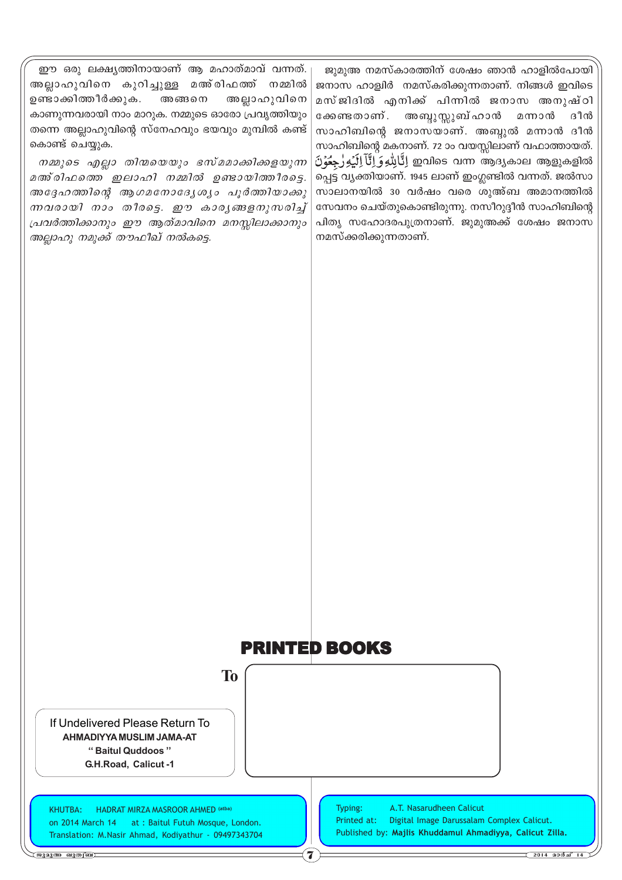ഈ ഒരു ലക്ഷ്യത്തിനായാണ് ആ മഹാത്മാവ് വന്നത്. അല്ലാഹുവിനെ കുറിച്ചുള്ള മഅ്‌രിഫത്ത് നമ്മിൽ ഉണ്ടാക്കിത്തീർക്കുക. അങ്ങനെ അല്ലാഹുവിനെ കാണുന്നവരായി നാം മാറുക. നമ്മുടെ ഓരോ പ്രവൃത്തിയും തന്നെ അല്ലാഹുവിന്റെ സ്നേഹവും ഭയവും മുമ്പിൽ കണ്ട് കൊണ്ട് ചെയ്യുക.

*നമ്മുടെ എല്ലാ തിന്മയെയും ഭസ്മമാക്കിക്കളയുന്ന മഅ്‌രിഫത്തെ ഇലാഹി നമ്മിൽ ഉണ്ടായിത്തീരട്ടെ. അദ്ദേഹത്തിന്റെ ആഗമനോദ്ദേശ്യം പൂർത്തിയാക്കുന്നവരായി നാം തീരട്ടെ. ഈ കാര്യങ്ങളനുസരിച്ച് പ്രവർത്തിക്കാനും ഈ ആത്മാവിനെ മനസ്സിലാക്കാനും അല്ലാഹു നമുക്ക് തൗഫീഖ് നൽകട്ടെ.*

ജുമുഅ നമസ്കാരത്തിന് ശേഷം ഞാൻ ഹാളിൽപോയി ജനാസ ഹാളിൽ നമസ്കരിക്കുന്നതാണ്. നിങ്ങൾ ഇവിടെ മസ്ജിദിൽ എനിക്ക് പിന്നിൽ ജനാസ അനുഷ്ഠിക്കേണ്ടതാണ്. അബ്ദുസ്സുബ്ഹാൻ മന്നാൻ ദീൻ സാഹിബിന്റെ ജനാസയാണ്. അബ്ദുൽ മന്നാൻ ദീൻ സാഹിബിന്റെ മകനാണ്. 72 ാം വയസ്സിലാണ് വഫാത്തായത്. إِنَّا لِلّٰهِ وَإِنَّا إِلَيْهِ رَاجِعُونَ ഇവിടെ വന്ന ആദ്യകാല ആളുകളിൽ പ്പെട്ട വ്യക്തിയാണ്. 1945 ലാണ് ഇംഗ്ലണ്ടിൽ വന്നത്. ജൽസാ സാലാനയിൽ 30 വർഷം വരെ ശുഅ്ബ അമാനത്തിൽ സേവനം ചെയ്തുകൊണ്ടിരുന്നു. നസീറുദ്ദീൻ സാഹിബിന്റെ പിതൃ സഹോദരപുത്രനാണ്. ജുമുഅക്ക് ശേഷം ജനാസ നമസ്ക്കരിക്കുന്നതാണ്.

## PRINTED BOOKS

**To**

If Undelivered Please Return To
**AHMADIYYA MUSLIM JAMA-AT**
**" Baitul Quddoos "**
**G.H.Road, Calicut -1**

KHUTBA: HADRAT MIRZA MASROOR AHMED (atba)
on 2014 March 14 at : Baitul Futuh Mosque, London.
Translation: M.Nasir Ahmad, Kodiyathur - 09497343704

Typing: A.T. Nasarudheen Calicut
Printed at: Digital Image Darussalam Complex Calicut.
Published by: **Majlis Khuddamul Ahmadiyya, Calicut Zilla.**